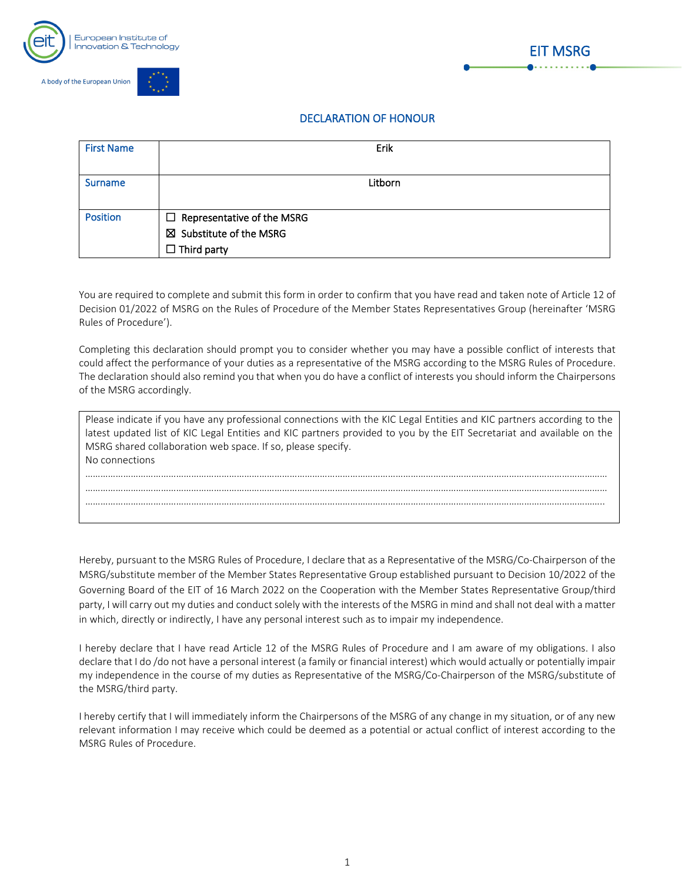European Institute of Innovation & Technology

A body of the European Union

EIT MSRG

## DECLARATION OF HONOUR

| First Name | Erik |
|---|---|
| Surname | Litborn |
| Position | ☐ Representative of the MSRG<br>☒ Substitute of the MSRG<br>☐ Third party |

You are required to complete and submit this form in order to confirm that you have read and taken note of Article 12 of Decision 01/2022 of MSRG on the Rules of Procedure of the Member States Representatives Group (hereinafter 'MSRG Rules of Procedure').

Completing this declaration should prompt you to consider whether you may have a possible conflict of interests that could affect the performance of your duties as a representative of the MSRG according to the MSRG Rules of Procedure. The declaration should also remind you that when you do have a conflict of interests you should inform the Chairpersons of the MSRG accordingly.

| Please indicate if you have any professional connections with the KIC Legal Entities and KIC partners according to the latest updated list of KIC Legal Entities and KIC partners provided to you by the EIT Secretariat and available on the MSRG shared collaboration web space. If so, please specify.<br>No connections<br>……………………………………………………………………………………………………………………………………………………………<br>……………………………………………………………………………………………………………………………………………………………<br>…………………………………………………………………………………………………………………………………………………………… |
|---|

Hereby, pursuant to the MSRG Rules of Procedure, I declare that as a Representative of the MSRG/Co-Chairperson of the MSRG/substitute member of the Member States Representative Group established pursuant to Decision 10/2022 of the Governing Board of the EIT of 16 March 2022 on the Cooperation with the Member States Representative Group/third party, I will carry out my duties and conduct solely with the interests of the MSRG in mind and shall not deal with a matter in which, directly or indirectly, I have any personal interest such as to impair my independence.

I hereby declare that I have read Article 12 of the MSRG Rules of Procedure and I am aware of my obligations. I also declare that I do /do not have a personal interest (a family or financial interest) which would actually or potentially impair my independence in the course of my duties as Representative of the MSRG/Co-Chairperson of the MSRG/substitute of the MSRG/third party.

I hereby certify that I will immediately inform the Chairpersons of the MSRG of any change in my situation, or of any new relevant information I may receive which could be deemed as a potential or actual conflict of interest according to the MSRG Rules of Procedure.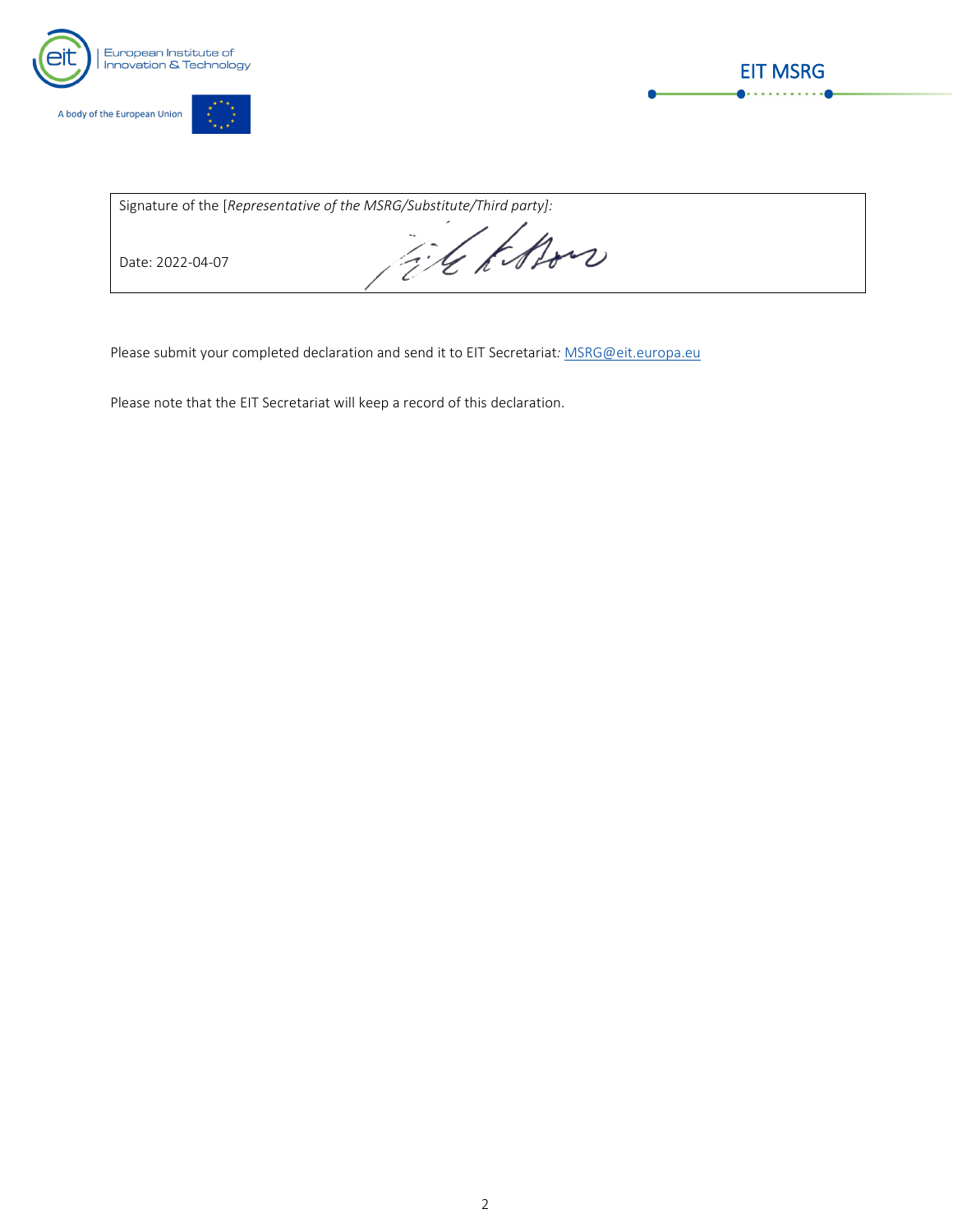| |
|---|
| Signature of the [*Representative of the MSRG/Substitute/Third party]:*<br><br>Date: 2022-04-07 |

Please submit your completed declaration and send it to EIT Secretariat*:* [MSRG@eit.europa.eu](mailto:MSRG@eit.europa.eu)

Please note that the EIT Secretariat will keep a record of this declaration.